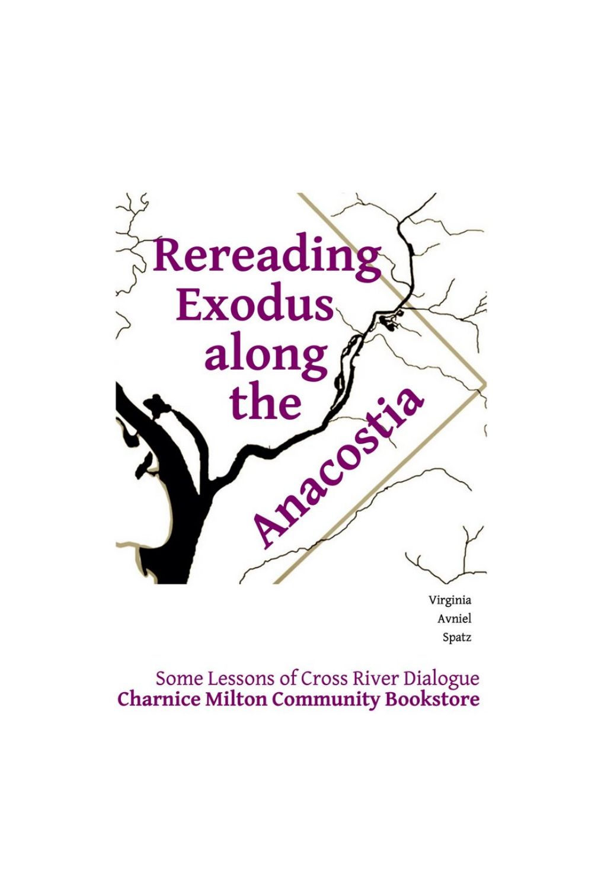# Rereading Exodus along the Anacostia

Virginia Avniel Spatz

Some Lessons of Cross River Dialogue

**Charnice Milton Community Bookstore**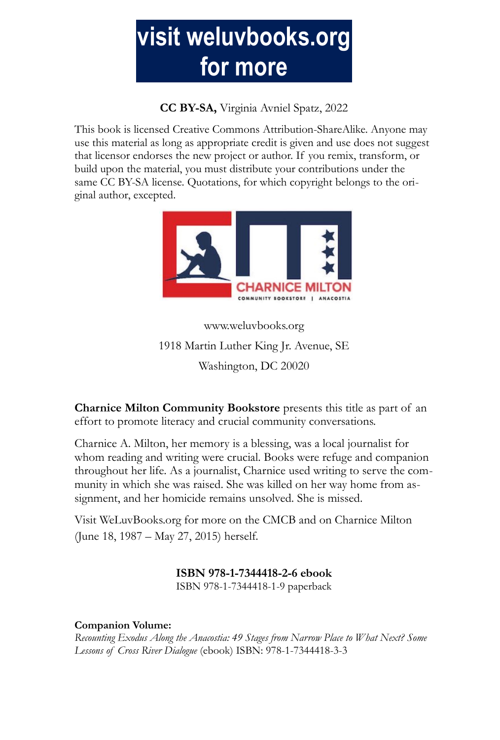**visit weluvbooks.org for more**

**CC BY-SA,** Virginia Avniel Spatz, 2022

This book is licensed Creative Commons Attribution-ShareAlike. Anyone may use this material as long as appropriate credit is given and use does not suggest that licensor endorses the new project or author. If you remix, transform, or build upon the material, you must distribute your contributions under the same CC BY-SA license. Quotations, for which copyright belongs to the original author, excepted.

CHARNICE MILTON
COMMUNITY BOOKSTORE | ANACOSTIA

www.weluvbooks.org

1918 Martin Luther King Jr. Avenue, SE

Washington, DC 20020

**Charnice Milton Community Bookstore** presents this title as part of an effort to promote literacy and crucial community conversations.

Charnice A. Milton, her memory is a blessing, was a local journalist for whom reading and writing were crucial. Books were refuge and companion throughout her life. As a journalist, Charnice used writing to serve the community in which she was raised. She was killed on her way home from assignment, and her homicide remains unsolved. She is missed.

Visit WeLuvBooks.org for more on the CMCB and on Charnice Milton (June 18, 1987 – May 27, 2015) herself.

**ISBN 978-1-7344418-2-6 ebook**
ISBN 978-1-7344418-1-9 paperback

**Companion Volume:**
*Recounting Exodus Along the Anacostia: 49 Stages from Narrow Place to What Next? Some Lessons of Cross River Dialogue* (ebook) ISBN: 978-1-7344418-3-3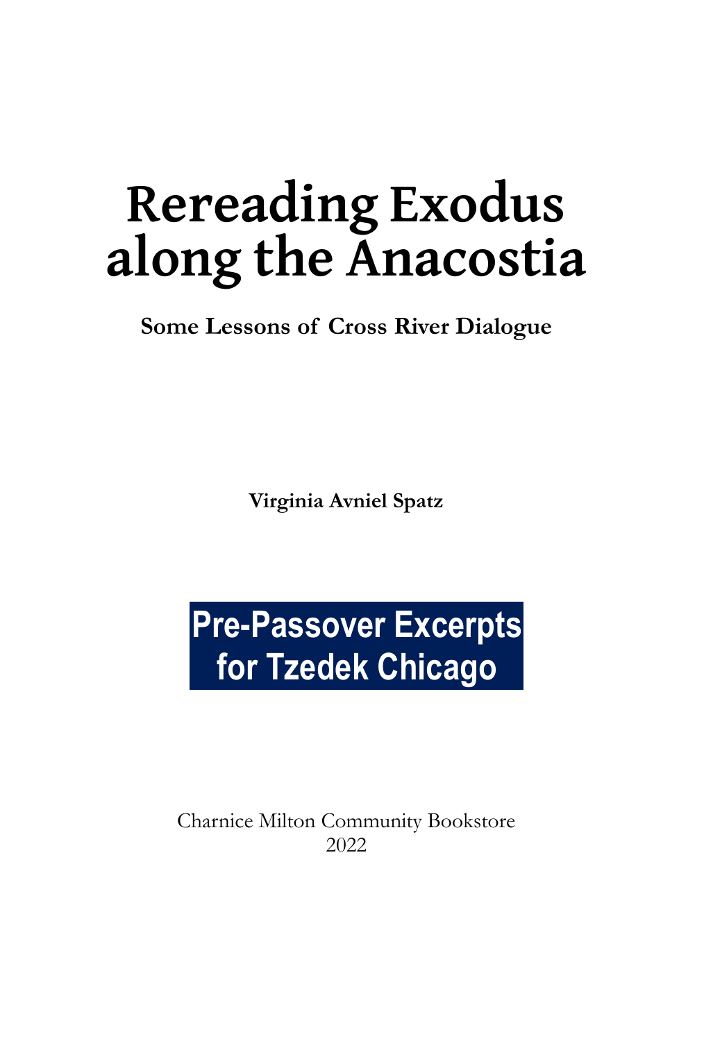# Rereading Exodus along the Anacostia

**Some Lessons of Cross River Dialogue**

**Virginia Avniel Spatz**

**Pre-Passover Excerpts for Tzedek Chicago**

Charnice Milton Community Bookstore
2022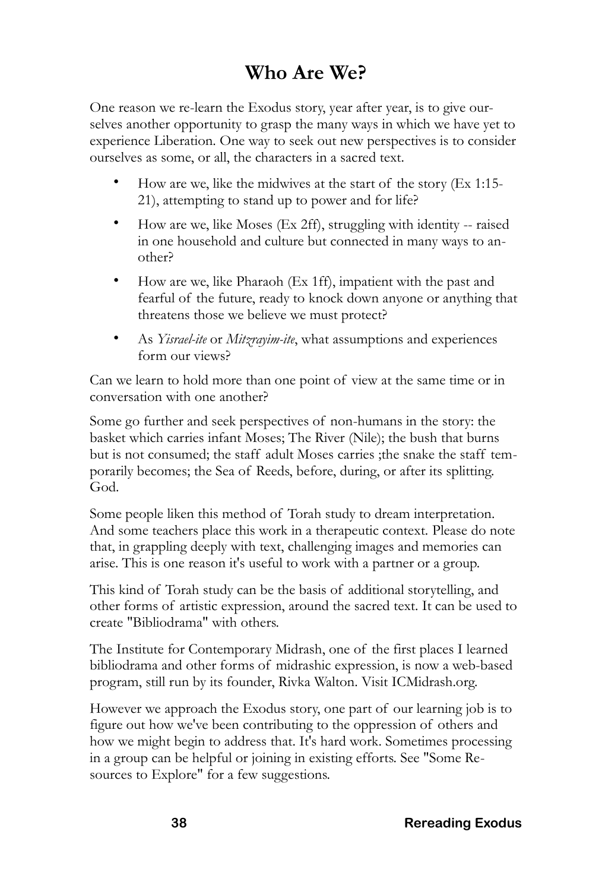# Who Are We?

One reason we re-learn the Exodus story, year after year, is to give ourselves another opportunity to grasp the many ways in which we have yet to experience Liberation. One way to seek out new perspectives is to consider ourselves as some, or all, the characters in a sacred text.

- How are we, like the midwives at the start of the story (Ex 1:15-21), attempting to stand up to power and for life?
- How are we, like Moses (Ex 2ff), struggling with identity -- raised in one household and culture but connected in many ways to another?
- How are we, like Pharaoh (Ex 1ff), impatient with the past and fearful of the future, ready to knock down anyone or anything that threatens those we believe we must protect?
- As *Yisrael-ite* or *Mitzrayim-ite*, what assumptions and experiences form our views?

Can we learn to hold more than one point of view at the same time or in conversation with one another?

Some go further and seek perspectives of non-humans in the story: the basket which carries infant Moses; The River (Nile); the bush that burns but is not consumed; the staff adult Moses carries ;the snake the staff temporarily becomes; the Sea of Reeds, before, during, or after its splitting. God.

Some people liken this method of Torah study to dream interpretation. And some teachers place this work in a therapeutic context. Please do note that, in grappling deeply with text, challenging images and memories can arise. This is one reason it's useful to work with a partner or a group.

This kind of Torah study can be the basis of additional storytelling, and other forms of artistic expression, around the sacred text. It can be used to create "Bibliodrama" with others.

The Institute for Contemporary Midrash, one of the first places I learned bibliodrama and other forms of midrashic expression, is now a web-based program, still run by its founder, Rivka Walton. Visit ICMidrash.org.

However we approach the Exodus story, one part of our learning job is to figure out how we've been contributing to the oppression of others and how we might begin to address that. It's hard work. Sometimes processing in a group can be helpful or joining in existing efforts. See "Some Resources to Explore" for a few suggestions.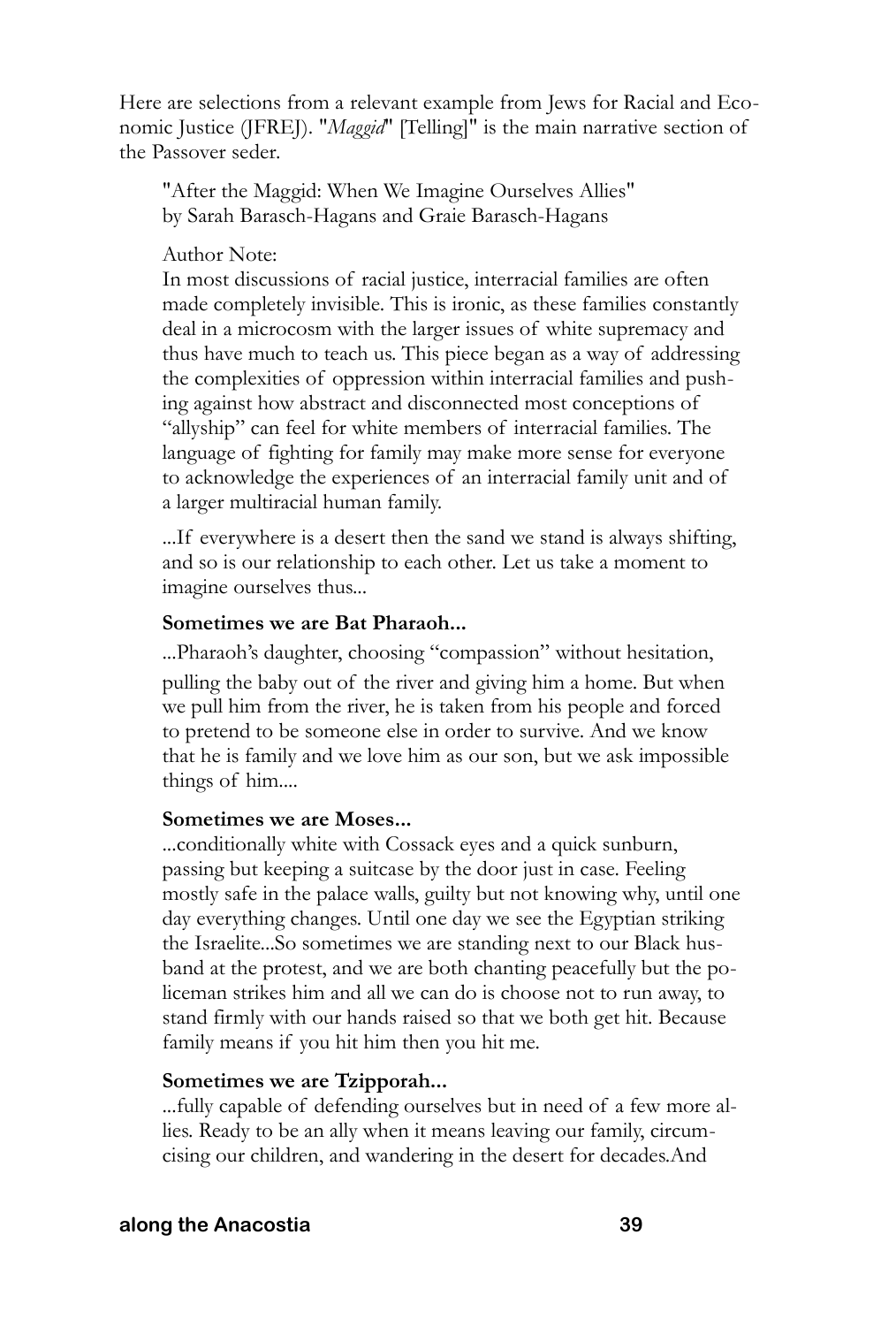Here are selections from a relevant example from Jews for Racial and Economic Justice (JFREJ). "*Maggid*" [Telling]" is the main narrative section of the Passover seder.

> "After the Maggid: When We Imagine Ourselves Allies"
> by Sarah Barasch-Hagans and Graie Barasch-Hagans
>
> Author Note:
> In most discussions of racial justice, interracial families are often made completely invisible. This is ironic, as these families constantly deal in a microcosm with the larger issues of white supremacy and thus have much to teach us. This piece began as a way of addressing the complexities of oppression within interracial families and pushing against how abstract and disconnected most conceptions of "allyship" can feel for white members of interracial families. The language of fighting for family may make more sense for everyone to acknowledge the experiences of an interracial family unit and of a larger multiracial human family.
>
> ...If everywhere is a desert then the sand we stand is always shifting, and so is our relationship to each other. Let us take a moment to imagine ourselves thus...
>
> **Sometimes we are Bat Pharaoh...**
>
> ...Pharaoh's daughter, choosing "compassion" without hesitation, pulling the baby out of the river and giving him a home. But when we pull him from the river, he is taken from his people and forced to pretend to be someone else in order to survive. And we know that he is family and we love him as our son, but we ask impossible things of him....
>
> **Sometimes we are Moses...**
>
> ...conditionally white with Cossack eyes and a quick sunburn, passing but keeping a suitcase by the door just in case. Feeling mostly safe in the palace walls, guilty but not knowing why, until one day everything changes. Until one day we see the Egyptian striking the Israelite...So sometimes we are standing next to our Black husband at the protest, and we are both chanting peacefully but the policeman strikes him and all we can do is choose not to run away, to stand firmly with our hands raised so that we both get hit. Because family means if you hit him then you hit me.
>
> **Sometimes we are Tzipporah...**
>
> ...fully capable of defending ourselves but in need of a few more allies. Ready to be an ally when it means leaving our family, circumcising our children, and wandering in the desert for decades.And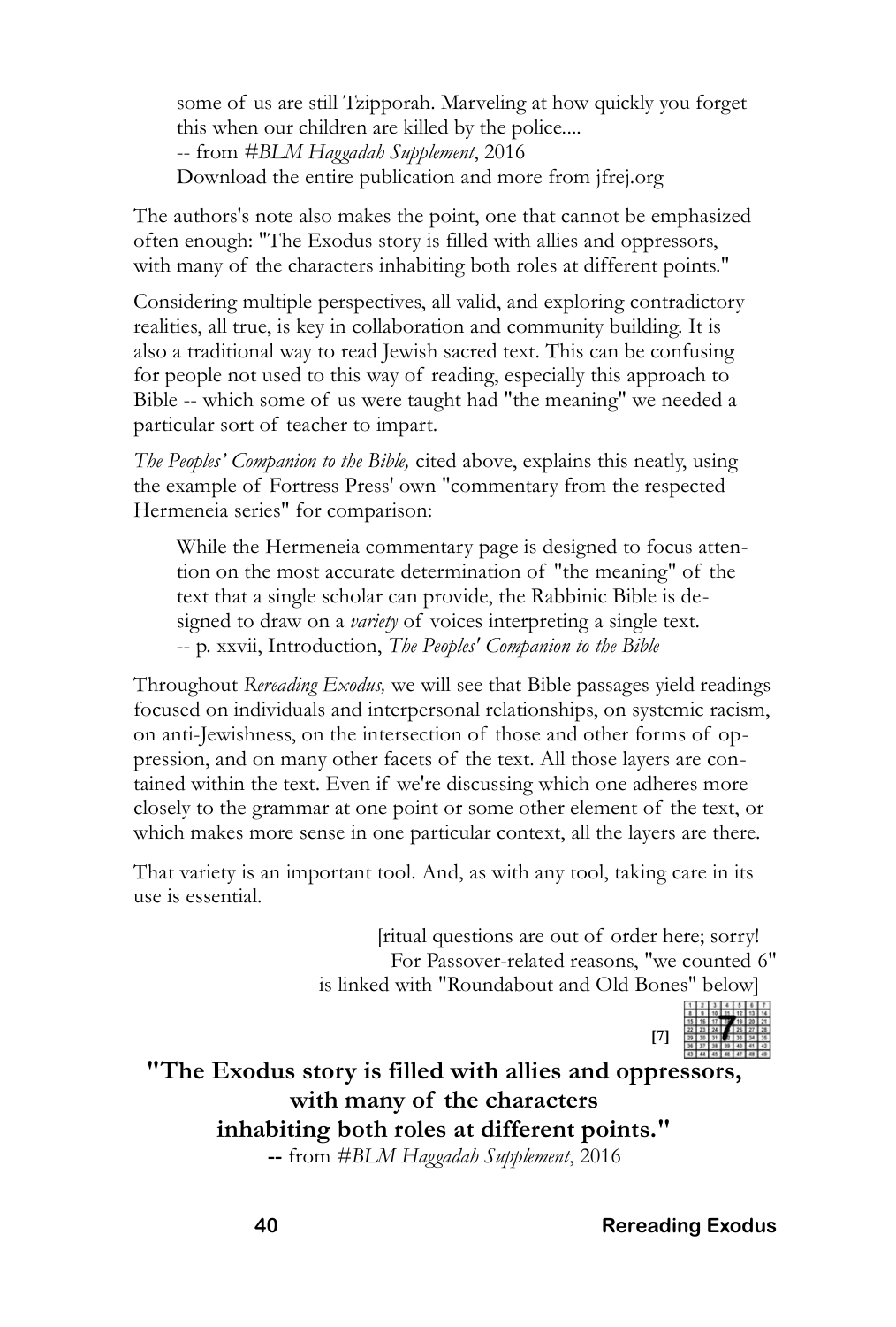> some of us are still Tzipporah. Marveling at how quickly you forget this when our children are killed by the police....
> -- from *#BLM Haggadah Supplement*, 2016
> Download the entire publication and more from jfrej.org

The authors's note also makes the point, one that cannot be emphasized often enough: "The Exodus story is filled with allies and oppressors, with many of the characters inhabiting both roles at different points."

Considering multiple perspectives, all valid, and exploring contradictory realities, all true, is key in collaboration and community building. It is also a traditional way to read Jewish sacred text. This can be confusing for people not used to this way of reading, especially this approach to Bible -- which some of us were taught had "the meaning" we needed a particular sort of teacher to impart.

*The Peoples' Companion to the Bible,* cited above, explains this neatly, using the example of Fortress Press' own "commentary from the respected Hermeneia series" for comparison:

> While the Hermeneia commentary page is designed to focus attention on the most accurate determination of "the meaning" of the text that a single scholar can provide, the Rabbinic Bible is designed to draw on a *variety* of voices interpreting a single text.
> -- p. xxvii, Introduction, *The Peoples' Companion to the Bible*

Throughout *Rereading Exodus,* we will see that Bible passages yield readings focused on individuals and interpersonal relationships, on systemic racism, on anti-Jewishness, on the intersection of those and other forms of oppression, and on many other facets of the text. All those layers are contained within the text. Even if we're discussing which one adheres more closely to the grammar at one point or some other element of the text, or which makes more sense in one particular context, all the layers are there.

That variety is an important tool. And, as with any tool, taking care in its use is essential.

[ritual questions are out of order here; sorry!
For Passover-related reasons, "we counted 6"
is linked with "Roundabout and Old Bones" below]

[7]

**"The Exodus story is filled with allies and oppressors, with many of the characters inhabiting both roles at different points."**
**--** from *#BLM Haggadah Supplement*, 2016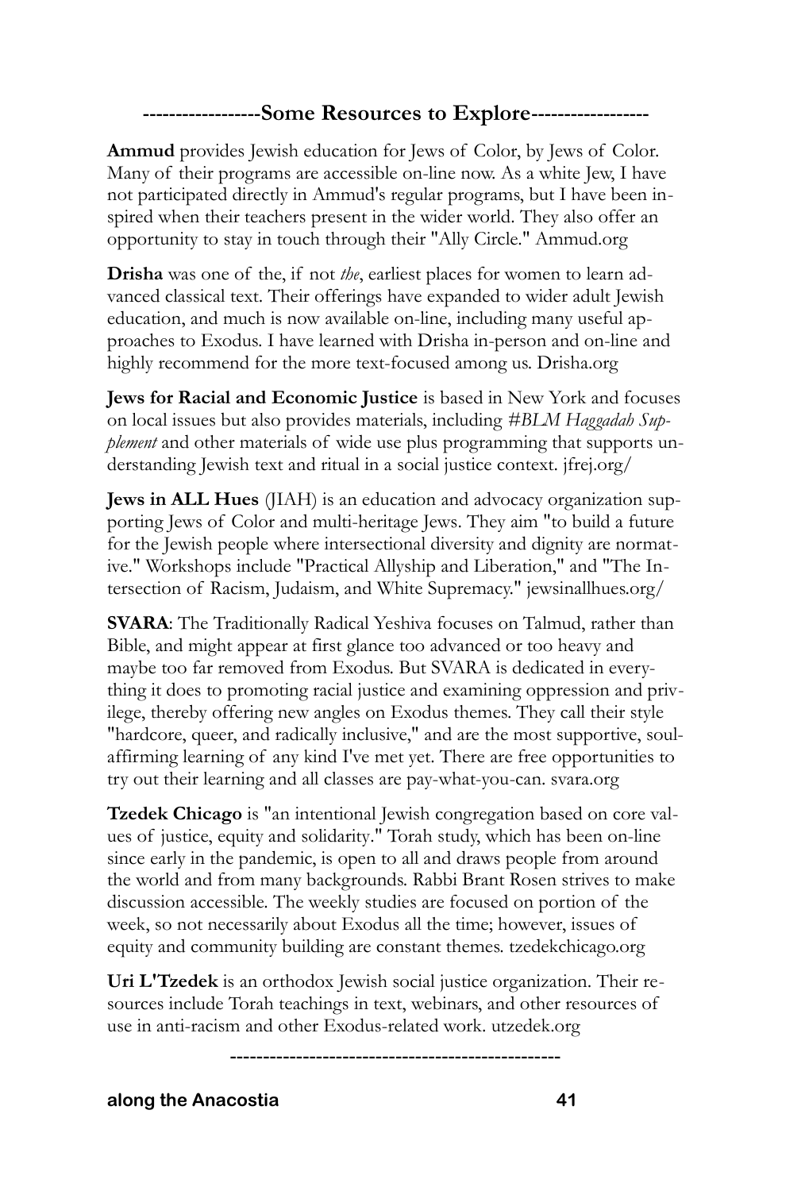## ------------------Some Resources to Explore------------------

**Ammud** provides Jewish education for Jews of Color, by Jews of Color. Many of their programs are accessible on-line now. As a white Jew, I have not participated directly in Ammud's regular programs, but I have been inspired when their teachers present in the wider world. They also offer an opportunity to stay in touch through their "Ally Circle." Ammud.org

**Drisha** was one of the, if not *the*, earliest places for women to learn advanced classical text. Their offerings have expanded to wider adult Jewish education, and much is now available on-line, including many useful approaches to Exodus. I have learned with Drisha in-person and on-line and highly recommend for the more text-focused among us. Drisha.org

**Jews for Racial and Economic Justice** is based in New York and focuses on local issues but also provides materials, including *#BLM Haggadah Supplement* and other materials of wide use plus programming that supports understanding Jewish text and ritual in a social justice context. jfrej.org/

**Jews in ALL Hues** (JIAH) is an education and advocacy organization supporting Jews of Color and multi-heritage Jews. They aim "to build a future for the Jewish people where intersectional diversity and dignity are normative." Workshops include "Practical Allyship and Liberation," and "The Intersection of Racism, Judaism, and White Supremacy." jewsinallhues.org/

**SVARA**: The Traditionally Radical Yeshiva focuses on Talmud, rather than Bible, and might appear at first glance too advanced or too heavy and maybe too far removed from Exodus. But SVARA is dedicated in everything it does to promoting racial justice and examining oppression and privilege, thereby offering new angles on Exodus themes. They call their style "hardcore, queer, and radically inclusive," and are the most supportive, soul-affirming learning of any kind I've met yet. There are free opportunities to try out their learning and all classes are pay-what-you-can. svara.org

**Tzedek Chicago** is "an intentional Jewish congregation based on core values of justice, equity and solidarity." Torah study, which has been on-line since early in the pandemic, is open to all and draws people from around the world and from many backgrounds. Rabbi Brant Rosen strives to make discussion accessible. The weekly studies are focused on portion of the week, so not necessarily about Exodus all the time; however, issues of equity and community building are constant themes. tzedekchicago.org

**Uri L'Tzedek** is an orthodox Jewish social justice organization. Their resources include Torah teachings in text, webinars, and other resources of use in anti-racism and other Exodus-related work. utzedek.org

--------------------------------------------------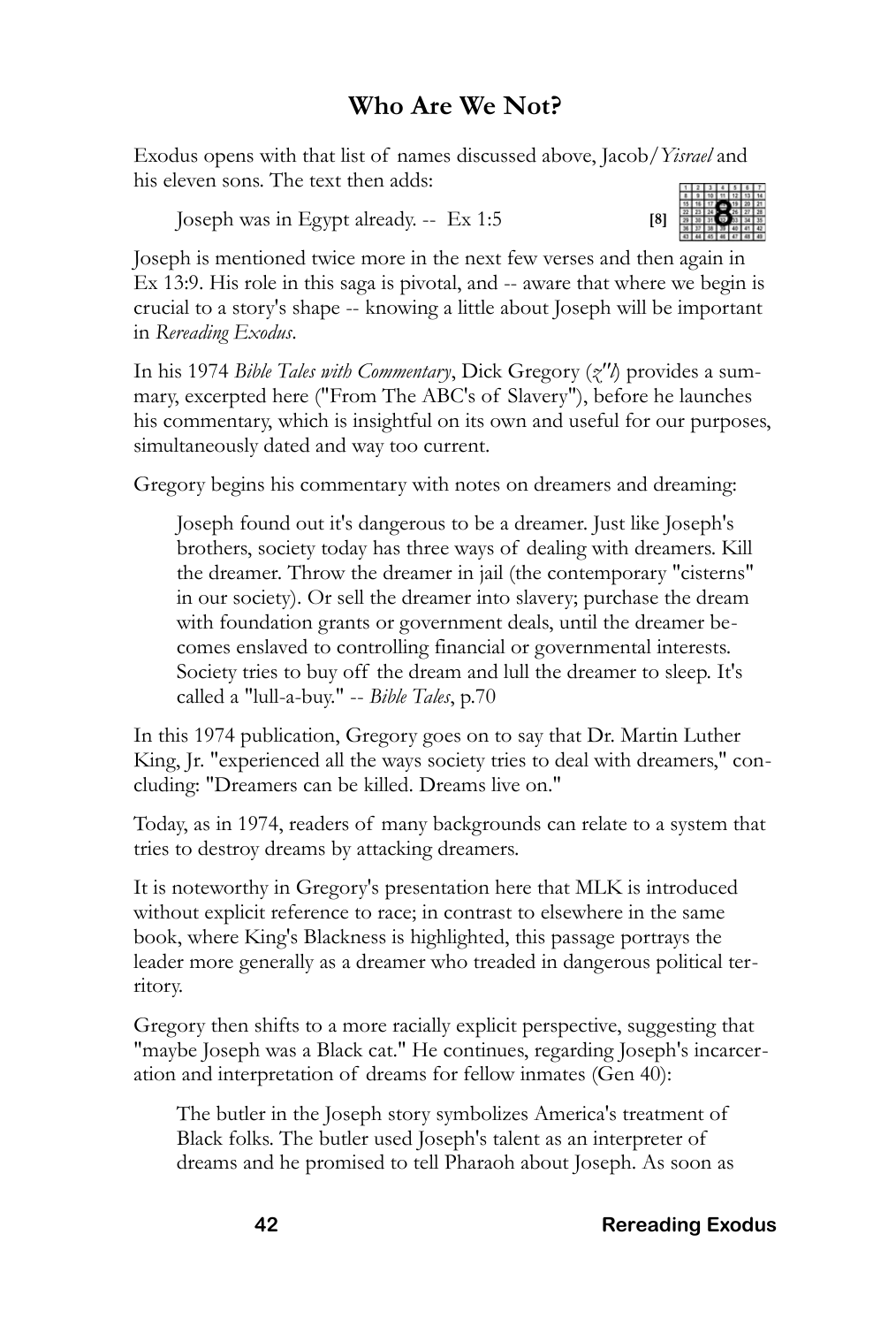## Who Are We Not?

Exodus opens with that list of names discussed above, Jacob/*Yisrael* and his eleven sons. The text then adds:

> Joseph was in Egypt already. -- Ex 1:5 **[8]**

Joseph is mentioned twice more in the next few verses and then again in Ex 13:9. His role in this saga is pivotal, and -- aware that where we begin is crucial to a story's shape -- knowing a little about Joseph will be important in *Rereading Exodus*.

In his 1974 *Bible Tales with Commentary*, Dick Gregory (*z"l*) provides a summary, excerpted here ("From The ABC's of Slavery"), before he launches his commentary, which is insightful on its own and useful for our purposes, simultaneously dated and way too current.

Gregory begins his commentary with notes on dreamers and dreaming:

> Joseph found out it's dangerous to be a dreamer. Just like Joseph's brothers, society today has three ways of dealing with dreamers. Kill the dreamer. Throw the dreamer in jail (the contemporary "cisterns" in our society). Or sell the dreamer into slavery; purchase the dream with foundation grants or government deals, until the dreamer becomes enslaved to controlling financial or governmental interests. Society tries to buy off the dream and lull the dreamer to sleep. It's called a "lull-a-buy." -- *Bible Tales*, p.70

In this 1974 publication, Gregory goes on to say that Dr. Martin Luther King, Jr. "experienced all the ways society tries to deal with dreamers," concluding: "Dreamers can be killed. Dreams live on."

Today, as in 1974, readers of many backgrounds can relate to a system that tries to destroy dreams by attacking dreamers.

It is noteworthy in Gregory's presentation here that MLK is introduced without explicit reference to race; in contrast to elsewhere in the same book, where King's Blackness is highlighted, this passage portrays the leader more generally as a dreamer who treaded in dangerous political territory.

Gregory then shifts to a more racially explicit perspective, suggesting that "maybe Joseph was a Black cat." He continues, regarding Joseph's incarceration and interpretation of dreams for fellow inmates (Gen 40):

> The butler in the Joseph story symbolizes America's treatment of Black folks. The butler used Joseph's talent as an interpreter of dreams and he promised to tell Pharaoh about Joseph. As soon as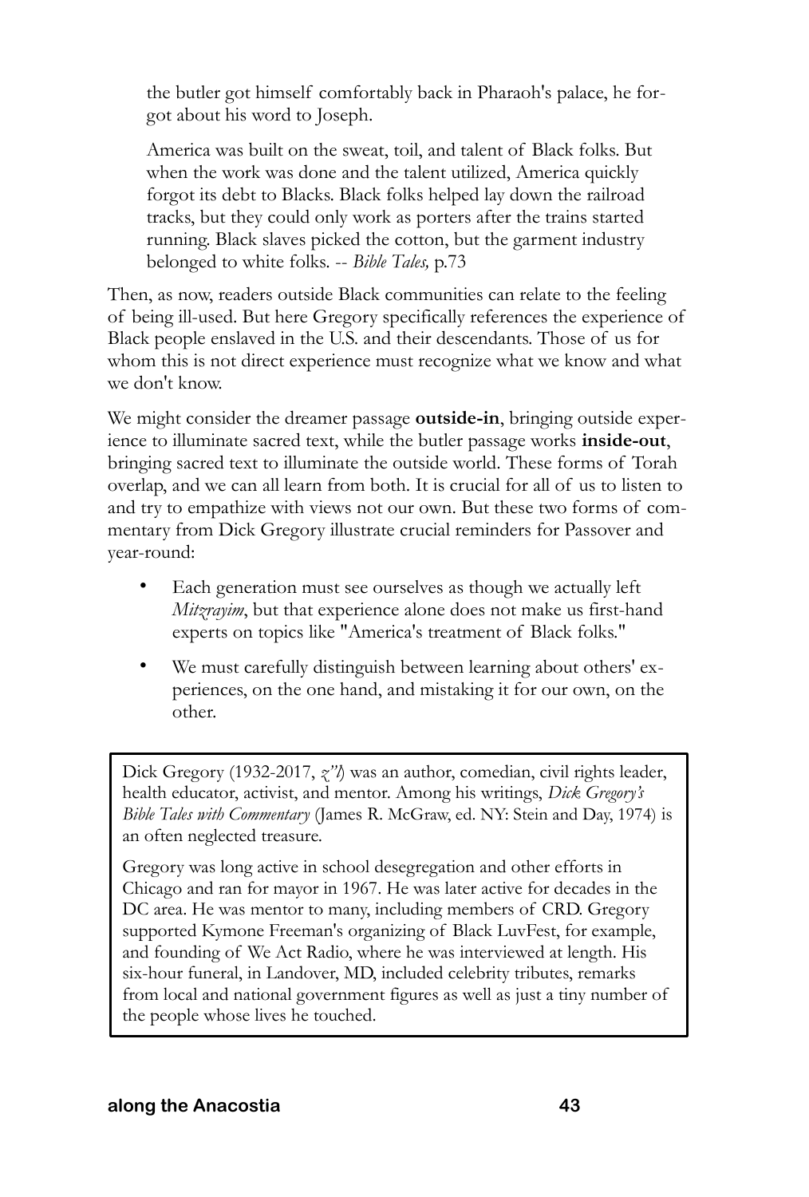the butler got himself comfortably back in Pharaoh's palace, he forgot about his word to Joseph.

> America was built on the sweat, toil, and talent of Black folks. But when the work was done and the talent utilized, America quickly forgot its debt to Blacks. Black folks helped lay down the railroad tracks, but they could only work as porters after the trains started running. Black slaves picked the cotton, but the garment industry belonged to white folks. -- *Bible Tales,* p.73

Then, as now, readers outside Black communities can relate to the feeling of being ill-used. But here Gregory specifically references the experience of Black people enslaved in the U.S. and their descendants. Those of us for whom this is not direct experience must recognize what we know and what we don't know.

We might consider the dreamer passage **outside-in**, bringing outside experience to illuminate sacred text, while the butler passage works **inside-out**, bringing sacred text to illuminate the outside world. These forms of Torah overlap, and we can all learn from both. It is crucial for all of us to listen to and try to empathize with views not our own. But these two forms of commentary from Dick Gregory illustrate crucial reminders for Passover and year-round:

- Each generation must see ourselves as though we actually left *Mitzrayim*, but that experience alone does not make us first-hand experts on topics like "America's treatment of Black folks."
- We must carefully distinguish between learning about others' experiences, on the one hand, and mistaking it for our own, on the other.

---

Dick Gregory (1932-2017, *z"l*) was an author, comedian, civil rights leader, health educator, activist, and mentor. Among his writings, *Dick Gregory's Bible Tales with Commentary* (James R. McGraw, ed. NY: Stein and Day, 1974) is an often neglected treasure.

Gregory was long active in school desegregation and other efforts in Chicago and ran for mayor in 1967. He was later active for decades in the DC area. He was mentor to many, including members of CRD. Gregory supported Kymone Freeman's organizing of Black LuvFest, for example, and founding of We Act Radio, where he was interviewed at length. His six-hour funeral, in Landover, MD, included celebrity tributes, remarks from local and national government figures as well as just a tiny number of the people whose lives he touched.

---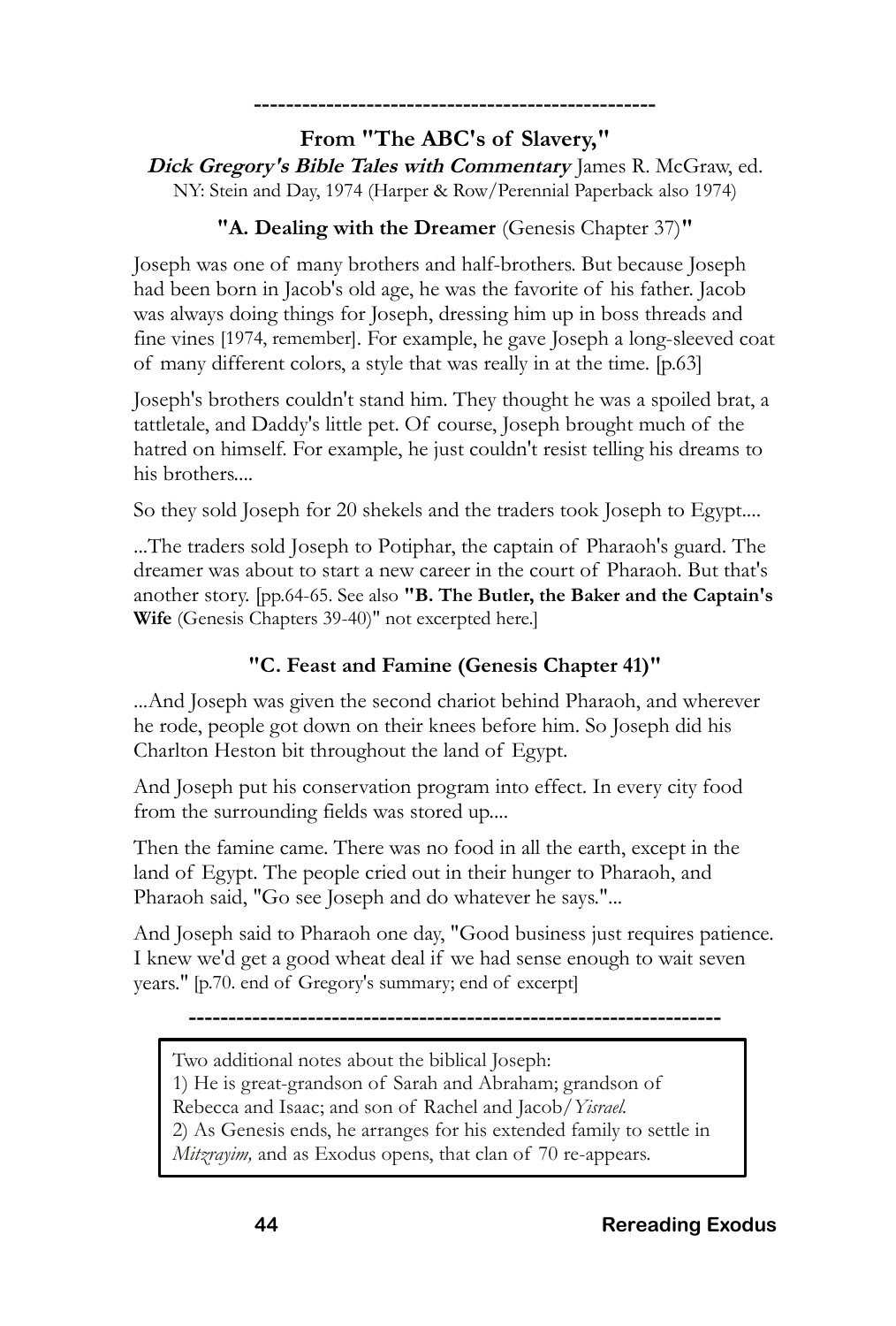---

**From "The ABC's of Slavery,"**
***Dick Gregory's Bible Tales with Commentary*** James R. McGraw, ed.
NY: Stein and Day, 1974 (Harper & Row/Perennial Paperback also 1974)

**"A. Dealing with the Dreamer** (Genesis Chapter 37)**"**

Joseph was one of many brothers and half-brothers. But because Joseph had been born in Jacob's old age, he was the favorite of his father. Jacob was always doing things for Joseph, dressing him up in boss threads and fine vines [1974, remember]. For example, he gave Joseph a long-sleeved coat of many different colors, a style that was really in at the time. [p.63]

Joseph's brothers couldn't stand him. They thought he was a spoiled brat, a tattletale, and Daddy's little pet. Of course, Joseph brought much of the hatred on himself. For example, he just couldn't resist telling his dreams to his brothers....

So they sold Joseph for 20 shekels and the traders took Joseph to Egypt....

...The traders sold Joseph to Potiphar, the captain of Pharaoh's guard. The dreamer was about to start a new career in the court of Pharaoh. But that's another story. [pp.64-65. See also **"B. The Butler, the Baker and the Captain's Wife** (Genesis Chapters 39-40)" not excerpted here.]

**"C. Feast and Famine (Genesis Chapter 41)"**

...And Joseph was given the second chariot behind Pharaoh, and wherever he rode, people got down on their knees before him. So Joseph did his Charlton Heston bit throughout the land of Egypt.

And Joseph put his conservation program into effect. In every city food from the surrounding fields was stored up....

Then the famine came. There was no food in all the earth, except in the land of Egypt. The people cried out in their hunger to Pharaoh, and Pharaoh said, "Go see Joseph and do whatever he says."...

And Joseph said to Pharaoh one day, "Good business just requires patience. I knew we'd get a good wheat deal if we had sense enough to wait seven years." [p.70. end of Gregory's summary; end of excerpt]

---

Two additional notes about the biblical Joseph:
1) He is great-grandson of Sarah and Abraham; grandson of Rebecca and Isaac; and son of Rachel and Jacob/*Yisrael.*
2) As Genesis ends, he arranges for his extended family to settle in *Mitzrayim,* and as Exodus opens, that clan of 70 re-appears.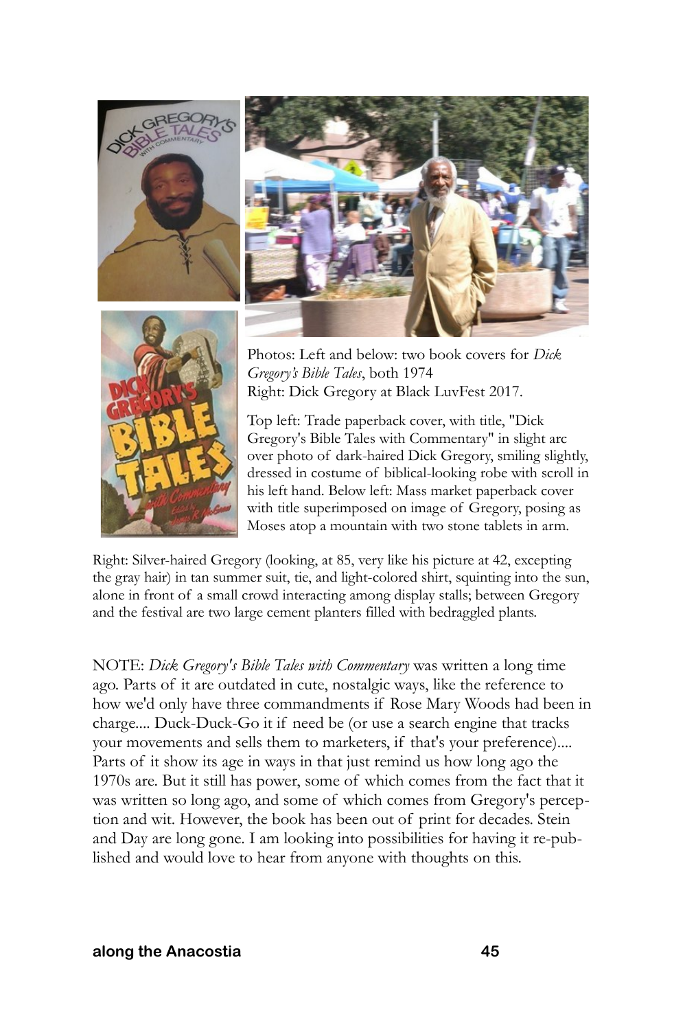Photos: Left and below: two book covers for *Dick Gregory's Bible Tales*, both 1974
Right: Dick Gregory at Black LuvFest 2017.

Top left: Trade paperback cover, with title, "Dick Gregory's Bible Tales with Commentary" in slight arc over photo of dark-haired Dick Gregory, smiling slightly, dressed in costume of biblical-looking robe with scroll in his left hand. Below left: Mass market paperback cover with title superimposed on image of Gregory, posing as Moses atop a mountain with two stone tablets in arm.

Right: Silver-haired Gregory (looking, at 85, very like his picture at 42, excepting the gray hair) in tan summer suit, tie, and light-colored shirt, squinting into the sun, alone in front of a small crowd interacting among display stalls; between Gregory and the festival are two large cement planters filled with bedraggled plants.

NOTE: *Dick Gregory's Bible Tales with Commentary* was written a long time ago. Parts of it are outdated in cute, nostalgic ways, like the reference to how we'd only have three commandments if Rose Mary Woods had been in charge.... Duck-Duck-Go it if need be (or use a search engine that tracks your movements and sells them to marketers, if that's your preference).... Parts of it show its age in ways in that just remind us how long ago the 1970s are. But it still has power, some of which comes from the fact that it was written so long ago, and some of which comes from Gregory's perception and wit. However, the book has been out of print for decades. Stein and Day are long gone. I am looking into possibilities for having it re-published and would love to hear from anyone with thoughts on this.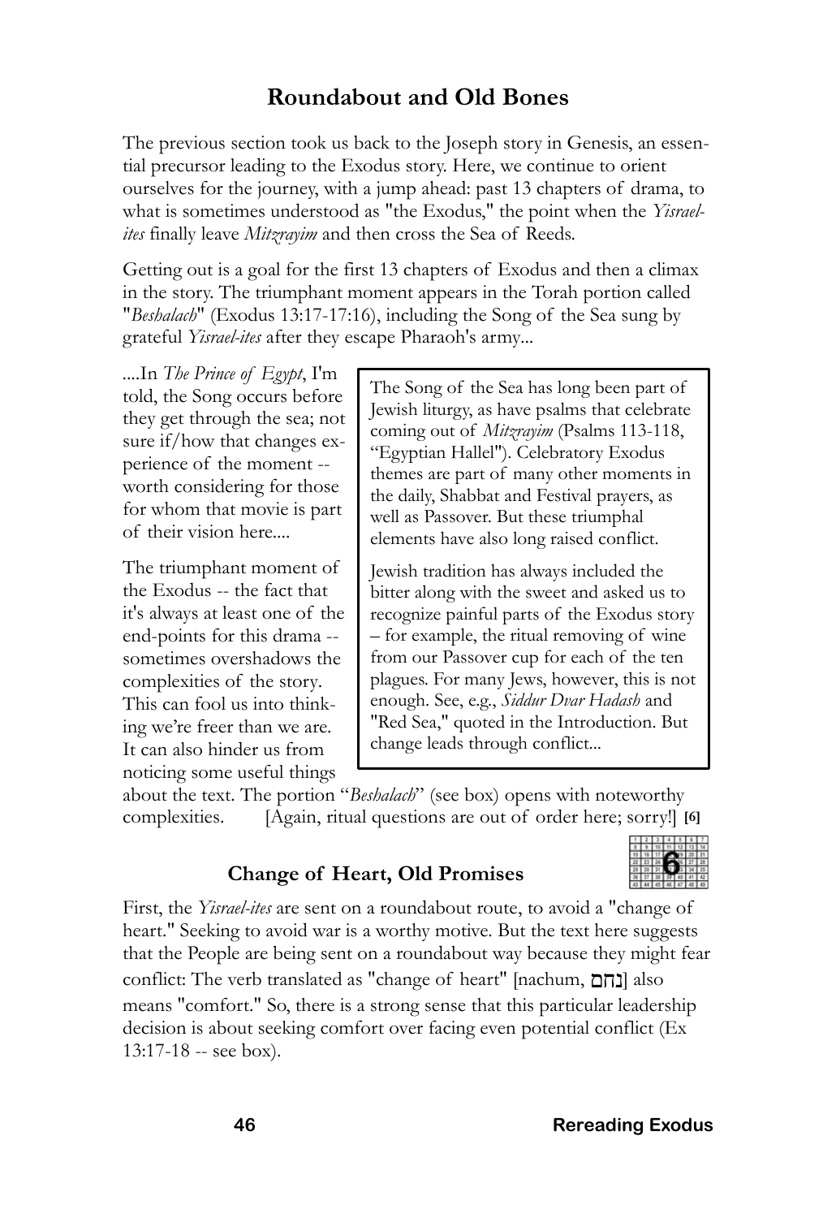## Roundabout and Old Bones

The previous section took us back to the Joseph story in Genesis, an essential precursor leading to the Exodus story. Here, we continue to orient ourselves for the journey, with a jump ahead: past 13 chapters of drama, to what is sometimes understood as "the Exodus," the point when the *Yisrael-ites* finally leave *Mitzrayim* and then cross the Sea of Reeds.

Getting out is a goal for the first 13 chapters of Exodus and then a climax in the story. The triumphant moment appears in the Torah portion called "*Beshalach*" (Exodus 13:17-17:16), including the Song of the Sea sung by grateful *Yisrael-ites* after they escape Pharaoh's army...

....In *The Prince of Egypt*, I'm told, the Song occurs before they get through the sea; not sure if/how that changes experience of the moment -- worth considering for those for whom that movie is part of their vision here....

> The Song of the Sea has long been part of Jewish liturgy, as have psalms that celebrate coming out of *Mitzrayim* (Psalms 113-118, "Egyptian Hallel"). Celebratory Exodus themes are part of many other moments in the daily, Shabbat and Festival prayers, as well as Passover. But these triumphal elements have also long raised conflict.
>
> Jewish tradition has always included the bitter along with the sweet and asked us to recognize painful parts of the Exodus story – for example, the ritual removing of wine from our Passover cup for each of the ten plagues. For many Jews, however, this is not enough. See, e.g., *Siddur Dvar Hadash* and "Red Sea," quoted in the Introduction. But change leads through conflict...

The triumphant moment of the Exodus -- the fact that it's always at least one of the end-points for this drama -- sometimes overshadows the complexities of the story. This can fool us into thinking we're freer than we are. It can also hinder us from noticing some useful things about the text. The portion "*Beshalach*" (see box) opens with noteworthy complexities. [Again, ritual questions are out of order here; sorry!] **[6]**

### Change of Heart, Old Promises

First, the *Yisrael-ites* are sent on a roundabout route, to avoid a "change of heart." Seeking to avoid war is a worthy motive. But the text here suggests that the People are being sent on a roundabout way because they might fear conflict: The verb translated as "change of heart" [nachum, נחם] also means "comfort." So, there is a strong sense that this particular leadership decision is about seeking comfort over facing even potential conflict (Ex 13:17-18 -- see box).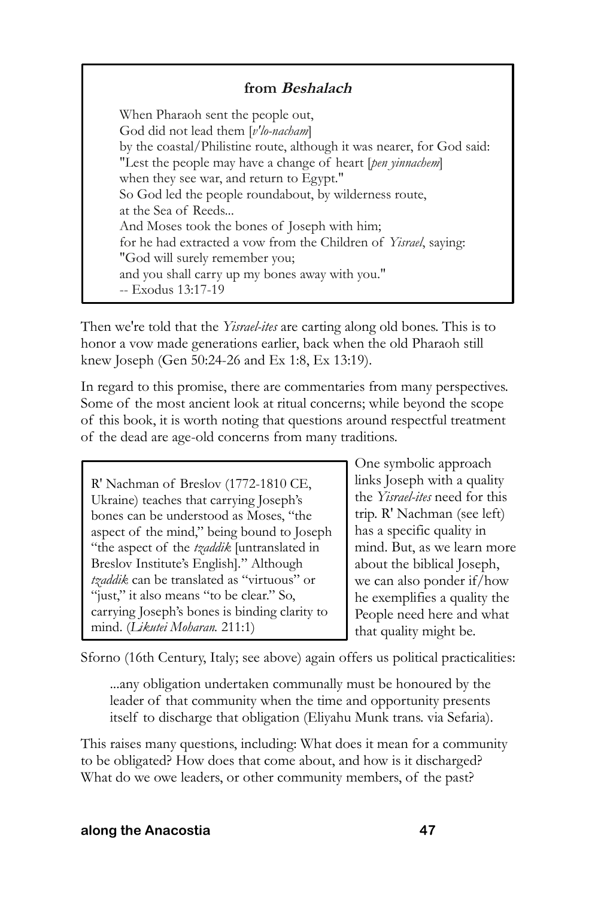### from *Beshalach*

> When Pharaoh sent the people out,
> God did not lead them [*v'lo-nacham*]
> by the coastal/Philistine route, although it was nearer, for God said:
> "Lest the people may have a change of heart [*pen yinnachem*]
> when they see war, and return to Egypt."
> So God led the people roundabout, by wilderness route,
> at the Sea of Reeds...
> And Moses took the bones of Joseph with him;
> for he had extracted a vow from the Children of *Yisrael*, saying:
> "God will surely remember you;
> and you shall carry up my bones away with you."
> -- Exodus 13:17-19

Then we're told that the *Yisrael-ites* are carting along old bones. This is to honor a vow made generations earlier, back when the old Pharaoh still knew Joseph (Gen 50:24-26 and Ex 1:8, Ex 13:19).

In regard to this promise, there are commentaries from many perspectives. Some of the most ancient look at ritual concerns; while beyond the scope of this book, it is worth noting that questions around respectful treatment of the dead are age-old concerns from many traditions.

> R' Nachman of Breslov (1772-1810 CE, Ukraine) teaches that carrying Joseph's bones can be understood as Moses, "the aspect of the mind," being bound to Joseph "the aspect of the *tzaddik* [untranslated in Breslov Institute's English]." Although *tzaddik* can be translated as "virtuous" or "just," it also means "to be clear." So, carrying Joseph's bones is binding clarity to mind. (*Likutei Moharan.* 211:1)

One symbolic approach links Joseph with a quality the *Yisrael-ites* need for this trip. R' Nachman (see left) has a specific quality in mind. But, as we learn more about the biblical Joseph, we can also ponder if/how he exemplifies a quality the People need here and what that quality might be.

Sforno (16th Century, Italy; see above) again offers us political practicalities:

> ...any obligation undertaken communally must be honoured by the leader of that community when the time and opportunity presents itself to discharge that obligation (Eliyahu Munk trans. via Sefaria).

This raises many questions, including: What does it mean for a community to be obligated? How does that come about, and how is it discharged? What do we owe leaders, or other community members, of the past?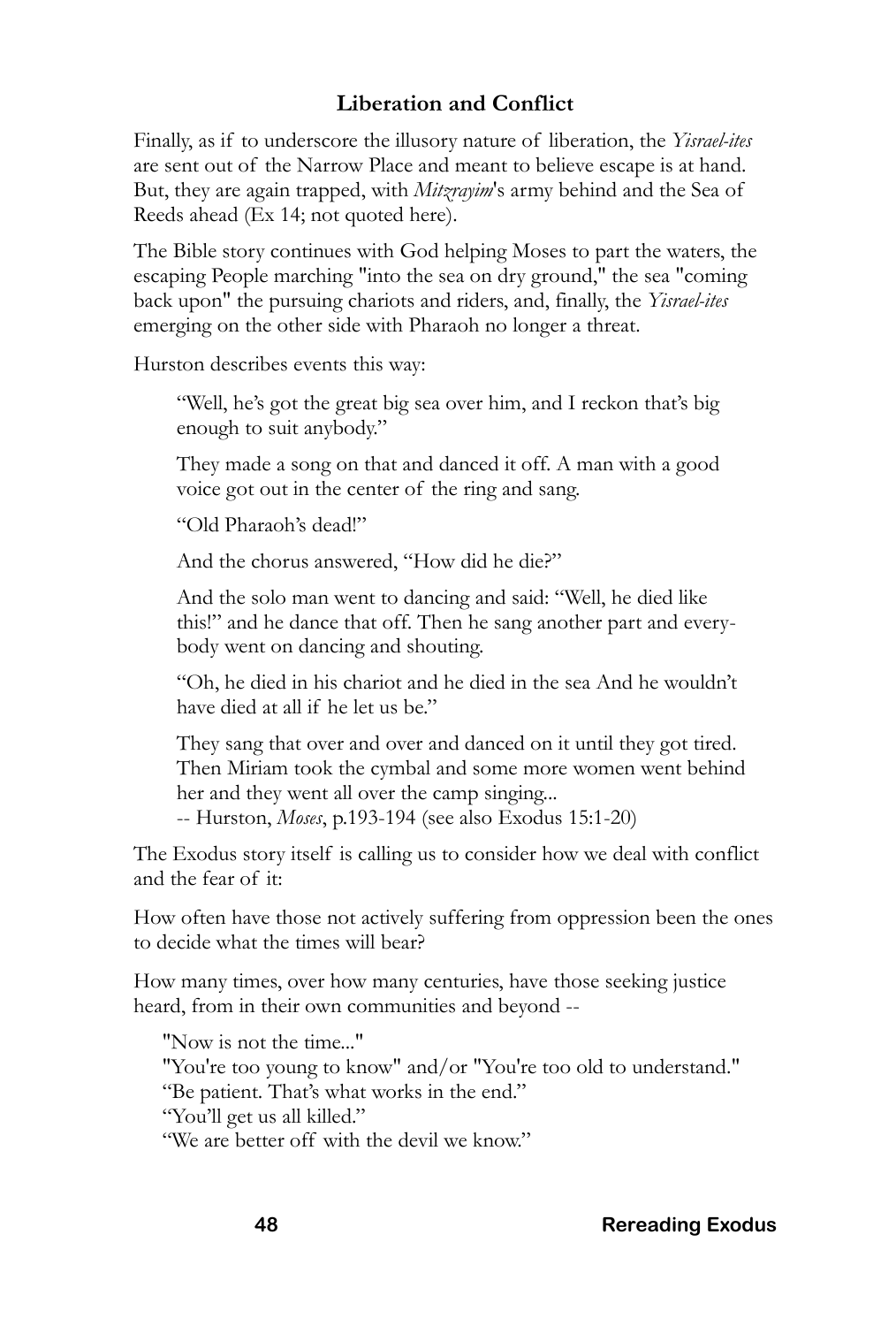### Liberation and Conflict

Finally, as if to underscore the illusory nature of liberation, the *Yisrael-ites* are sent out of the Narrow Place and meant to believe escape is at hand. But, they are again trapped, with *Mitzrayim*'s army behind and the Sea of Reeds ahead (Ex 14; not quoted here).

The Bible story continues with God helping Moses to part the waters, the escaping People marching "into the sea on dry ground," the sea "coming back upon" the pursuing chariots and riders, and, finally, the *Yisrael-ites* emerging on the other side with Pharaoh no longer a threat.

Hurston describes events this way:

> "Well, he's got the great big sea over him, and I reckon that's big enough to suit anybody."
>
> They made a song on that and danced it off. A man with a good voice got out in the center of the ring and sang.
>
> "Old Pharaoh's dead!"
>
> And the chorus answered, "How did he die?"
>
> And the solo man went to dancing and said: "Well, he died like this!" and he dance that off. Then he sang another part and everybody went on dancing and shouting.
>
> "Oh, he died in his chariot and he died in the sea And he wouldn't have died at all if he let us be."
>
> They sang that over and over and danced on it until they got tired. Then Miriam took the cymbal and some more women went behind her and they went all over the camp singing...
> -- Hurston, *Moses*, p.193-194 (see also Exodus 15:1-20)

The Exodus story itself is calling us to consider how we deal with conflict and the fear of it:

How often have those not actively suffering from oppression been the ones to decide what the times will bear?

How many times, over how many centuries, have those seeking justice heard, from in their own communities and beyond --

> "Now is not the time..."
> "You're too young to know" and/or "You're too old to understand."
> "Be patient. That's what works in the end."
> "You'll get us all killed."
> "We are better off with the devil we know."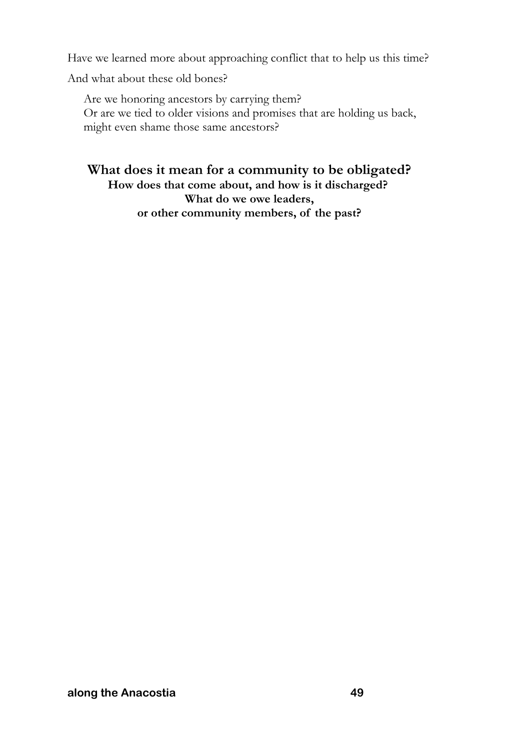Have we learned more about approaching conflict that to help us this time?

And what about these old bones?

> Are we honoring ancestors by carrying them?
> Or are we tied to older visions and promises that are holding us back, might even shame those same ancestors?

**What does it mean for a community to be obligated?**
**How does that come about, and how is it discharged?**
**What do we owe leaders,**
**or other community members, of the past?**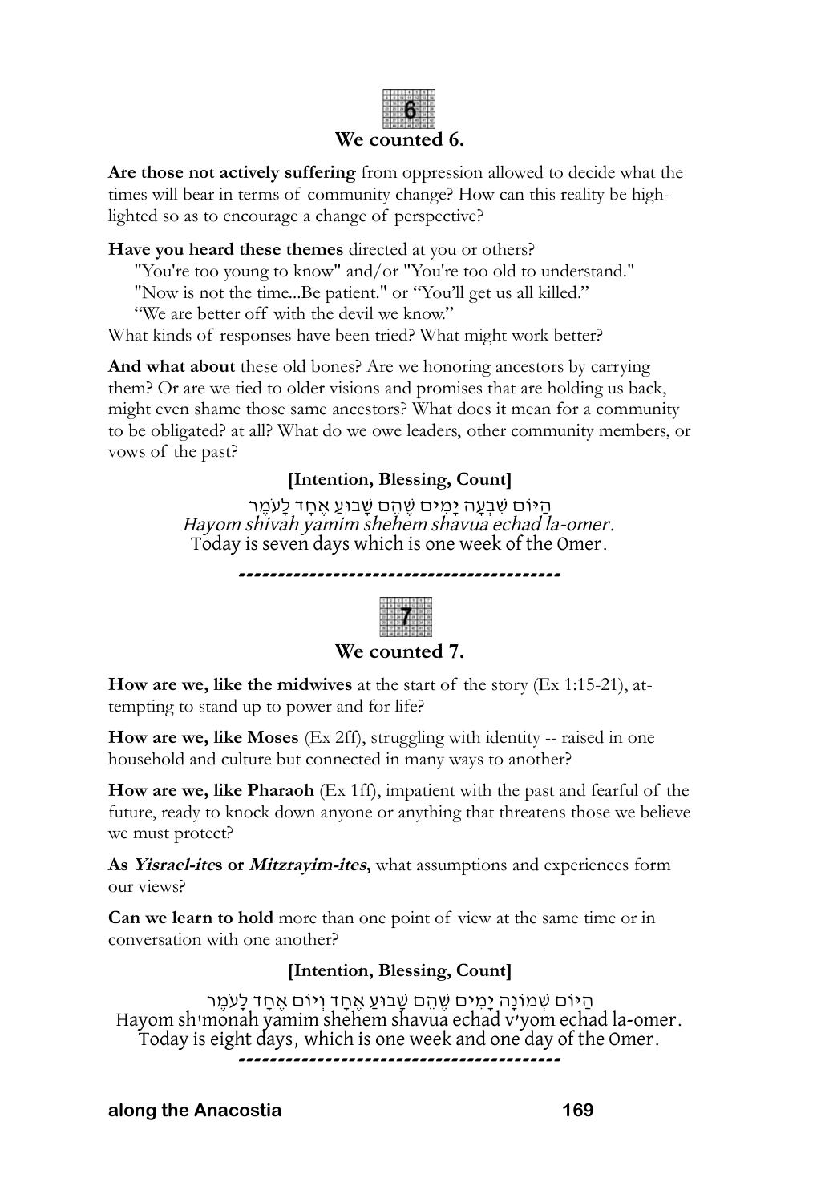**We counted 6.**

**Are those not actively suffering** from oppression allowed to decide what the times will bear in terms of community change? How can this reality be highlighted so as to encourage a change of perspective?

**Have you heard these themes** directed at you or others?

"You're too young to know" and/or "You're too old to understand."
"Now is not the time...Be patient." or "You'll get us all killed."
"We are better off with the devil we know."

What kinds of responses have been tried? What might work better?

**And what about** these old bones? Are we honoring ancestors by carrying them? Or are we tied to older visions and promises that are holding us back, might even shame those same ancestors? What does it mean for a community to be obligated? at all? What do we owe leaders, other community members, or vows of the past?

**[Intention, Blessing, Count]**

הַיּוֹם שִׁבְעָה יָמִים שֶׁהֵם שָׁבוּעַ אֶחָד לָעֹמֶר
*Hayom shivah yamim shehem shavua echad la-omer.*
Today is seven days which is one week of the Omer.

---

**We counted 7.**

**How are we, like the midwives** at the start of the story (Ex 1:15-21), attempting to stand up to power and for life?

**How are we, like Moses** (Ex 2ff), struggling with identity -- raised in one household and culture but connected in many ways to another?

**How are we, like Pharaoh** (Ex 1ff), impatient with the past and fearful of the future, ready to knock down anyone or anything that threatens those we believe we must protect?

**As *Yisrael-ite*s or *Mitzrayim-ites*,** what assumptions and experiences form our views?

**Can we learn to hold** more than one point of view at the same time or in conversation with one another?

**[Intention, Blessing, Count]**

הַיּוֹם שְׁמוֹנָה יָמִים שֶׁהֵם שָׁבוּעַ אֶחָד וְיוֹם אֶחָד לָעֹמֶר
Hayom sh'monah yamim shehem shavua echad v'yom echad la-omer.
Today is eight days, which is one week and one day of the Omer.

---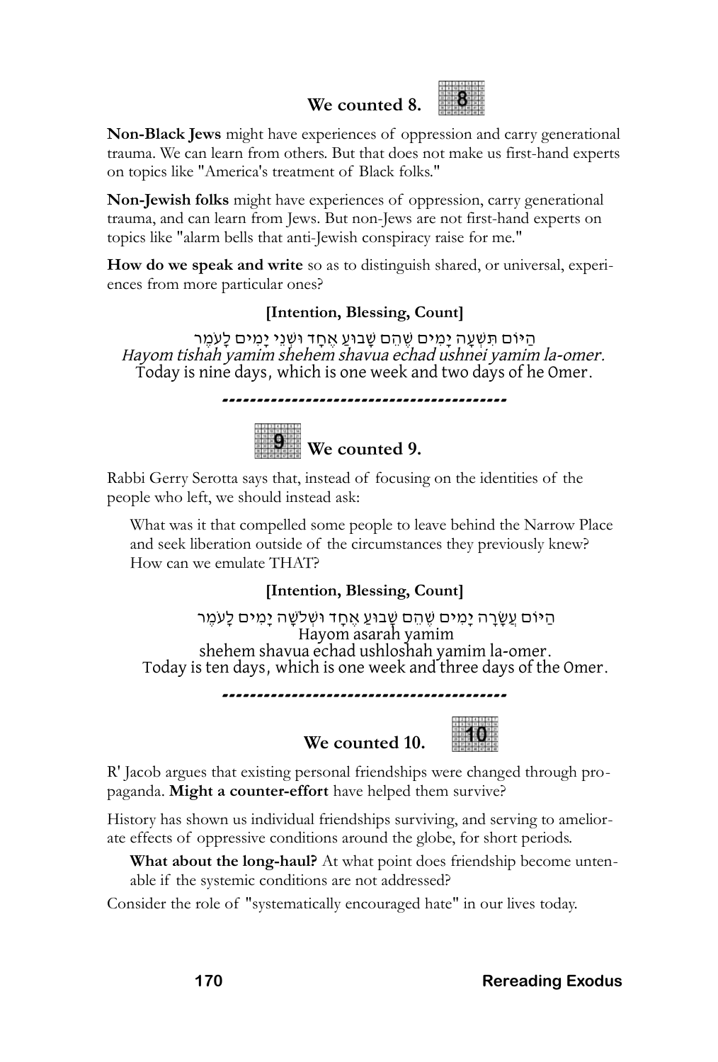**We counted 8.**

**Non-Black Jews** might have experiences of oppression and carry generational trauma. We can learn from others. But that does not make us first-hand experts on topics like "America's treatment of Black folks."

**Non-Jewish folks** might have experiences of oppression, carry generational trauma, and can learn from Jews. But non-Jews are not first-hand experts on topics like "alarm bells that anti-Jewish conspiracy raise for me."

**How do we speak and write** so as to distinguish shared, or universal, experiences from more particular ones?

**[Intention, Blessing, Count]**

הַיּוֹם תִּשְׁעָה יָמִים שֶׁהֵם שָׁבוּעַ אֶחָד וּשְׁנֵי יָמִים לָעֹמֶר
*Hayom tishah yamim shehem shavua echad ushnei yamim la-omer.*
Today is nine days, which is one week and two days of he Omer.

---------------------------------------

**We counted 9.**

Rabbi Gerry Serotta says that, instead of focusing on the identities of the people who left, we should instead ask:

> What was it that compelled some people to leave behind the Narrow Place and seek liberation outside of the circumstances they previously knew? How can we emulate THAT?

**[Intention, Blessing, Count]**

הַיּוֹם עֲשָׂרָה יָמִים שֶׁהֵם שָׁבוּעַ אֶחָד וּשְׁלֹשָׁה יָמִים לָעֹמֶר
Hayom asarah yamim
shehem shavua echad ushloshah yamim la-omer.
Today is ten days, which is one week and three days of the Omer.

---------------------------------------

**We counted 10.**

R' Jacob argues that existing personal friendships were changed through propaganda. **Might a counter-effort** have helped them survive?

History has shown us individual friendships surviving, and serving to ameliorate effects of oppressive conditions around the globe, for short periods.

> **What about the long-haul?** At what point does friendship become untenable if the systemic conditions are not addressed?

Consider the role of "systematically encouraged hate" in our lives today.